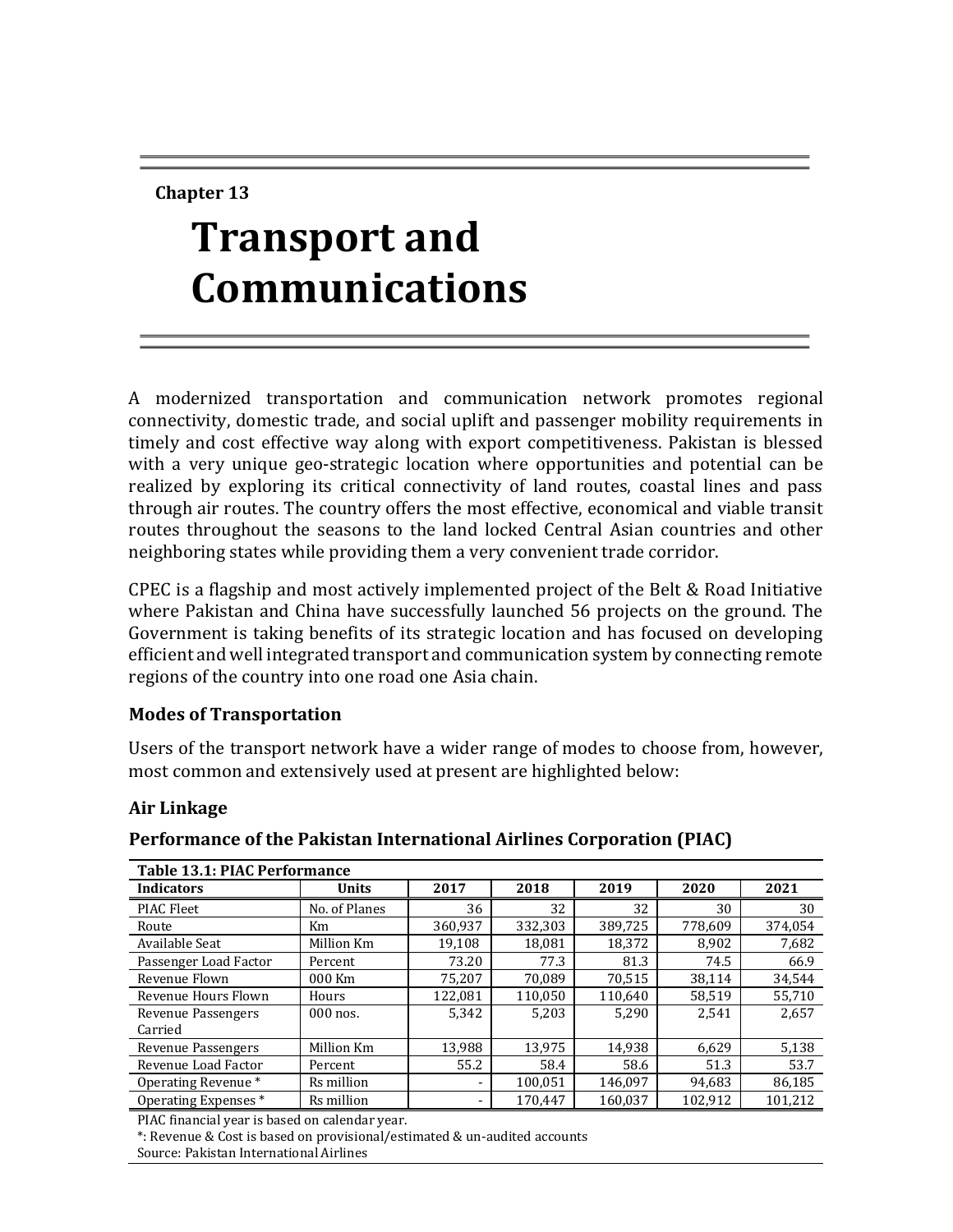Chapter 13

# Transport and Communications

A modernized transportation and communication network promotes regional connectivity, domestic trade, and social uplift and passenger mobility requirements in timely and cost effective way along with export competitiveness. Pakistan is blessed with a very unique geo-strategic location where opportunities and potential can be realized by exploring its critical connectivity of land routes, coastal lines and pass through air routes. The country offers the most effective, economical and viable transit routes throughout the seasons to the land locked Central Asian countries and other neighboring states while providing them a very convenient trade corridor.

CPEC is a flagship and most actively implemented project of the Belt & Road Initiative where Pakistan and China have successfully launched 56 projects on the ground. The Government is taking benefits of its strategic location and has focused on developing efficient and well integrated transport and communication system by connecting remote regions of the country into one road one Asia chain.

### Modes of Transportation

Users of the transport network have a wider range of modes to choose from, however, most common and extensively used at present are highlighted below:

### Air Linkage

### Performance of the Pakistan International Airlines Corporation (PIAC)

**Table 13.1: PIAC Performance**

| Indicators | Units | 2017 | 2018 | 2019 | 2020 | 2021 |
|---|---|---|---|---|---|---|
| PIAC Fleet | No. of Planes | 36 | 32 | 32 | 30 | 30 |
| Route | Km | 360,937 | 332,303 | 389,725 | 778,609 | 374,054 |
| Available Seat | Million Km | 19,108 | 18,081 | 18,372 | 8,902 | 7,682 |
| Passenger Load Factor | Percent | 73.20 | 77.3 | 81.3 | 74.5 | 66.9 |
| Revenue Flown | 000 Km | 75,207 | 70,089 | 70,515 | 38,114 | 34,544 |
| Revenue Hours Flown | Hours | 122,081 | 110,050 | 110,640 | 58,519 | 55,710 |
| Revenue Passengers Carried | 000 nos. | 5,342 | 5,203 | 5,290 | 2,541 | 2,657 |
| Revenue Passengers | Million Km | 13,988 | 13,975 | 14,938 | 6,629 | 5,138 |
| Revenue Load Factor | Percent | 55.2 | 58.4 | 58.6 | 51.3 | 53.7 |
| Operating Revenue * | Rs million | - | 100,051 | 146,097 | 94,683 | 86,185 |
| Operating Expenses * | Rs million | - | 170,447 | 160,037 | 102,912 | 101,212 |

PIAC financial year is based on calendar year.

*: Revenue & Cost is based on provisional/estimated & un-audited accounts

Source: Pakistan International Airlines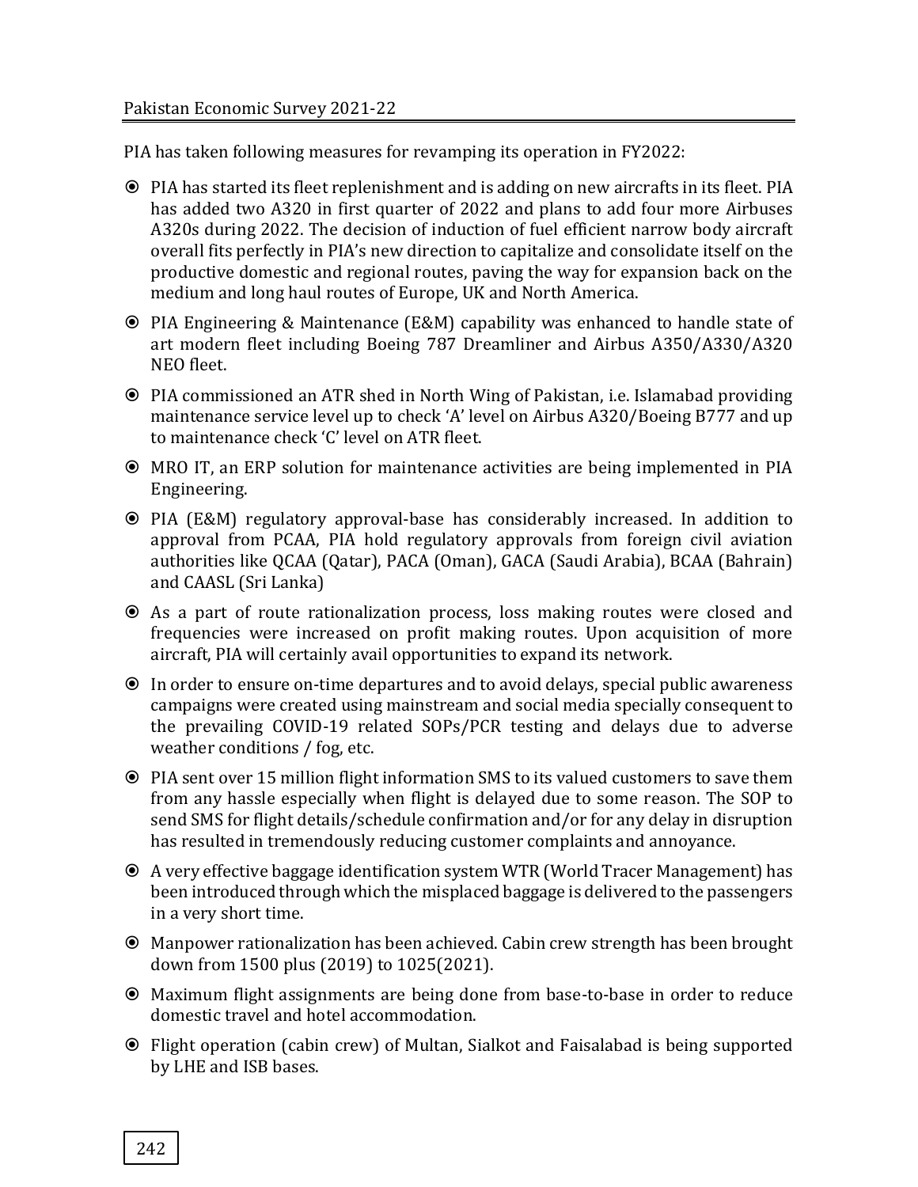PIA has taken following measures for revamping its operation in FY2022:

- PIA has started its fleet replenishment and is adding on new aircrafts in its fleet. PIA has added two A320 in first quarter of 2022 and plans to add four more Airbuses A320s during 2022. The decision of induction of fuel efficient narrow body aircraft overall fits perfectly in PIA's new direction to capitalize and consolidate itself on the productive domestic and regional routes, paving the way for expansion back on the medium and long haul routes of Europe, UK and North America.
- PIA Engineering & Maintenance (E&M) capability was enhanced to handle state of art modern fleet including Boeing 787 Dreamliner and Airbus A350/A330/A320 NEO fleet.
- PIA commissioned an ATR shed in North Wing of Pakistan, i.e. Islamabad providing maintenance service level up to check 'A' level on Airbus A320/Boeing B777 and up to maintenance check 'C' level on ATR fleet.
- MRO IT, an ERP solution for maintenance activities are being implemented in PIA Engineering.
- PIA (E&M) regulatory approval-base has considerably increased. In addition to approval from PCAA, PIA hold regulatory approvals from foreign civil aviation authorities like QCAA (Qatar), PACA (Oman), GACA (Saudi Arabia), BCAA (Bahrain) and CAASL (Sri Lanka)
- As a part of route rationalization process, loss making routes were closed and frequencies were increased on profit making routes. Upon acquisition of more aircraft, PIA will certainly avail opportunities to expand its network.
- In order to ensure on-time departures and to avoid delays, special public awareness campaigns were created using mainstream and social media specially consequent to the prevailing COVID-19 related SOPs/PCR testing and delays due to adverse weather conditions / fog, etc.
- PIA sent over 15 million flight information SMS to its valued customers to save them from any hassle especially when flight is delayed due to some reason. The SOP to send SMS for flight details/schedule confirmation and/or for any delay in disruption has resulted in tremendously reducing customer complaints and annoyance.
- A very effective baggage identification system WTR (World Tracer Management) has been introduced through which the misplaced baggage is delivered to the passengers in a very short time.
- Manpower rationalization has been achieved. Cabin crew strength has been brought down from 1500 plus (2019) to 1025(2021).
- Maximum flight assignments are being done from base-to-base in order to reduce domestic travel and hotel accommodation.
- Flight operation (cabin crew) of Multan, Sialkot and Faisalabad is being supported by LHE and ISB bases.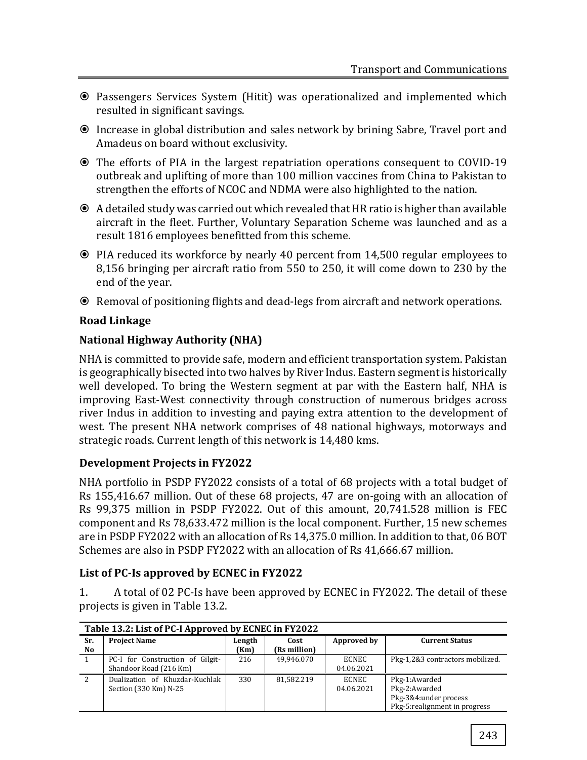- Passengers Services System (Hitit) was operationalized and implemented which resulted in significant savings.
- Increase in global distribution and sales network by brining Sabre, Travel port and Amadeus on board without exclusivity.
- The efforts of PIA in the largest repatriation operations consequent to COVID-19 outbreak and uplifting of more than 100 million vaccines from China to Pakistan to strengthen the efforts of NCOC and NDMA were also highlighted to the nation.
- A detailed study was carried out which revealed that HR ratio is higher than available aircraft in the fleet. Further, Voluntary Separation Scheme was launched and as a result 1816 employees benefitted from this scheme.
- PIA reduced its workforce by nearly 40 percent from 14,500 regular employees to 8,156 bringing per aircraft ratio from 550 to 250, it will come down to 230 by the end of the year.
- Removal of positioning flights and dead-legs from aircraft and network operations.

## Road Linkage

### National Highway Authority (NHA)

NHA is committed to provide safe, modern and efficient transportation system. Pakistan is geographically bisected into two halves by River Indus. Eastern segment is historically well developed. To bring the Western segment at par with the Eastern half, NHA is improving East-West connectivity through construction of numerous bridges across river Indus in addition to investing and paying extra attention to the development of west. The present NHA network comprises of 48 national highways, motorways and strategic roads. Current length of this network is 14,480 kms.

### Development Projects in FY2022

NHA portfolio in PSDP FY2022 consists of a total of 68 projects with a total budget of Rs 155,416.67 million. Out of these 68 projects, 47 are on-going with an allocation of Rs 99,375 million in PSDP FY2022. Out of this amount, 20,741.528 million is FEC component and Rs 78,633.472 million is the local component. Further, 15 new schemes are in PSDP FY2022 with an allocation of Rs 14,375.0 million. In addition to that, 06 BOT Schemes are also in PSDP FY2022 with an allocation of Rs 41,666.67 million.

### List of PC-Is approved by ECNEC in FY2022

1. A total of 02 PC-Is have been approved by ECNEC in FY2022. The detail of these projects is given in Table 13.2.

**Table 13.2: List of PC-I Approved by ECNEC in FY2022**

| Sr. No | Project Name | Length (Km) | Cost (Rs million) | Approved by | Current Status |
|---|---|---|---|---|---|
| 1 | PC-I for Construction of Gilgit-Shandoor Road (216 Km) | 216 | 49,946.070 | ECNEC 04.06.2021 | Pkg-1,2&3 contractors mobilized. |
| 2 | Dualization of Khuzdar-Kuchlak Section (330 Km) N-25 | 330 | 81,582.219 | ECNEC 04.06.2021 | Pkg-1:Awarded<br>Pkg-2:Awarded<br>Pkg-3&4:under process<br>Pkg-5:realignment in progress |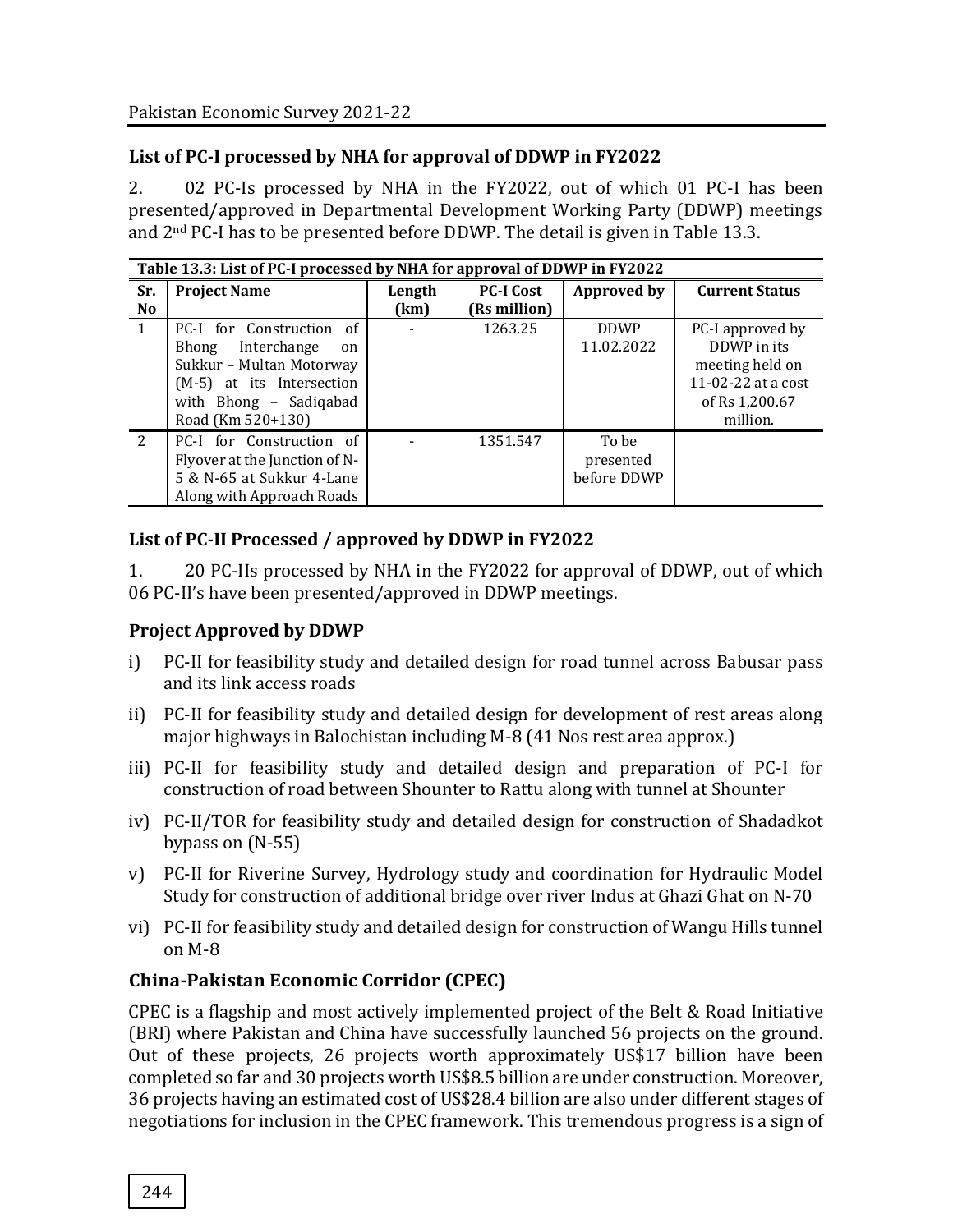## List of PC-I processed by NHA for approval of DDWP in FY2022

2. 02 PC-Is processed by NHA in the FY2022, out of which 01 PC-I has been presented/approved in Departmental Development Working Party (DDWP) meetings and 2nd PC-I has to be presented before DDWP. The detail is given in Table 13.3.

**Table 13.3: List of PC-I processed by NHA for approval of DDWP in FY2022**

| Sr. No | Project Name | Length (km) | PC-I Cost (Rs million) | Approved by | Current Status |
|---|---|---|---|---|---|
| 1 | PC-I for Construction of Bhong Interchange on Sukkur – Multan Motorway (M-5) at its Intersection with Bhong – Sadiqabad Road (Km 520+130) | - | 1263.25 | DDWP 11.02.2022 | PC-I approved by DDWP in its meeting held on 11-02-22 at a cost of Rs 1,200.67 million. |
| 2 | PC-I for Construction of Flyover at the Junction of N-5 & N-65 at Sukkur 4-Lane Along with Approach Roads | - | 1351.547 | To be presented before DDWP | |

## List of PC-II Processed / approved by DDWP in FY2022

1. 20 PC-IIs processed by NHA in the FY2022 for approval of DDWP, out of which 06 PC-II's have been presented/approved in DDWP meetings.

### Project Approved by DDWP

i) PC-II for feasibility study and detailed design for road tunnel across Babusar pass and its link access roads

ii) PC-II for feasibility study and detailed design for development of rest areas along major highways in Balochistan including M-8 (41 Nos rest area approx.)

iii) PC-II for feasibility study and detailed design and preparation of PC-I for construction of road between Shounter to Rattu along with tunnel at Shounter

iv) PC-II/TOR for feasibility study and detailed design for construction of Shadadkot bypass on (N-55)

v) PC-II for Riverine Survey, Hydrology study and coordination for Hydraulic Model Study for construction of additional bridge over river Indus at Ghazi Ghat on N-70

vi) PC-II for feasibility study and detailed design for construction of Wangu Hills tunnel on M-8

## China-Pakistan Economic Corridor (CPEC)

CPEC is a flagship and most actively implemented project of the Belt & Road Initiative (BRI) where Pakistan and China have successfully launched 56 projects on the ground. Out of these projects, 26 projects worth approximately US$17 billion have been completed so far and 30 projects worth US$8.5 billion are under construction. Moreover, 36 projects having an estimated cost of US$28.4 billion are also under different stages of negotiations for inclusion in the CPEC framework. This tremendous progress is a sign of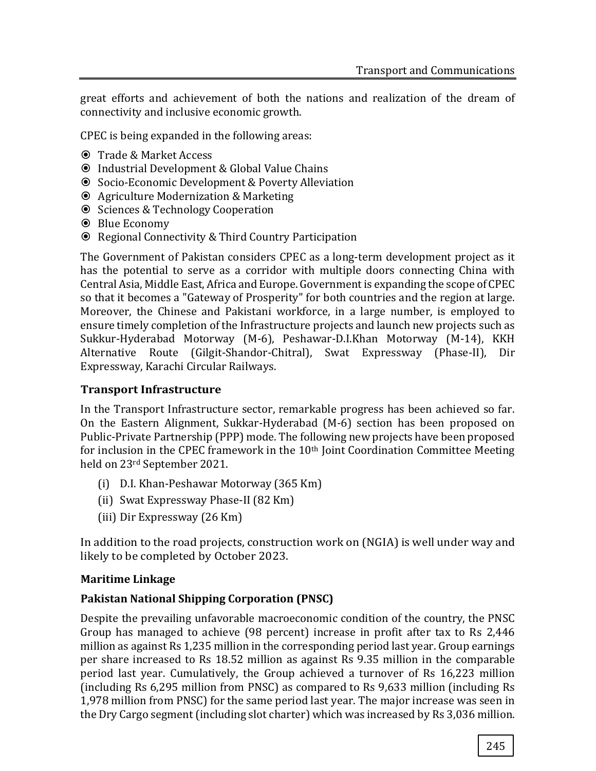great efforts and achievement of both the nations and realization of the dream of connectivity and inclusive economic growth.

CPEC is being expanded in the following areas:

- Trade & Market Access
- Industrial Development & Global Value Chains
- Socio-Economic Development & Poverty Alleviation
- Agriculture Modernization & Marketing
- Sciences & Technology Cooperation
- Blue Economy
- Regional Connectivity & Third Country Participation

The Government of Pakistan considers CPEC as a long-term development project as it has the potential to serve as a corridor with multiple doors connecting China with Central Asia, Middle East, Africa and Europe. Government is expanding the scope of CPEC so that it becomes a "Gateway of Prosperity" for both countries and the region at large. Moreover, the Chinese and Pakistani workforce, in a large number, is employed to ensure timely completion of the Infrastructure projects and launch new projects such as Sukkur-Hyderabad Motorway (M-6), Peshawar-D.I.Khan Motorway (M-14), KKH Alternative Route (Gilgit-Shandor-Chitral), Swat Expressway (Phase-II), Dir Expressway, Karachi Circular Railways.

### Transport Infrastructure

In the Transport Infrastructure sector, remarkable progress has been achieved so far. On the Eastern Alignment, Sukkar-Hyderabad (M-6) section has been proposed on Public-Private Partnership (PPP) mode. The following new projects have been proposed for inclusion in the CPEC framework in the 10th Joint Coordination Committee Meeting held on 23rd September 2021.

(i) D.I. Khan-Peshawar Motorway (365 Km)
(ii) Swat Expressway Phase-II (82 Km)
(iii) Dir Expressway (26 Km)

In addition to the road projects, construction work on (NGIA) is well under way and likely to be completed by October 2023.

### Maritime Linkage

### Pakistan National Shipping Corporation (PNSC)

Despite the prevailing unfavorable macroeconomic condition of the country, the PNSC Group has managed to achieve (98 percent) increase in profit after tax to Rs 2,446 million as against Rs 1,235 million in the corresponding period last year. Group earnings per share increased to Rs 18.52 million as against Rs 9.35 million in the comparable period last year. Cumulatively, the Group achieved a turnover of Rs 16,223 million (including Rs 6,295 million from PNSC) as compared to Rs 9,633 million (including Rs 1,978 million from PNSC) for the same period last year. The major increase was seen in the Dry Cargo segment (including slot charter) which was increased by Rs 3,036 million.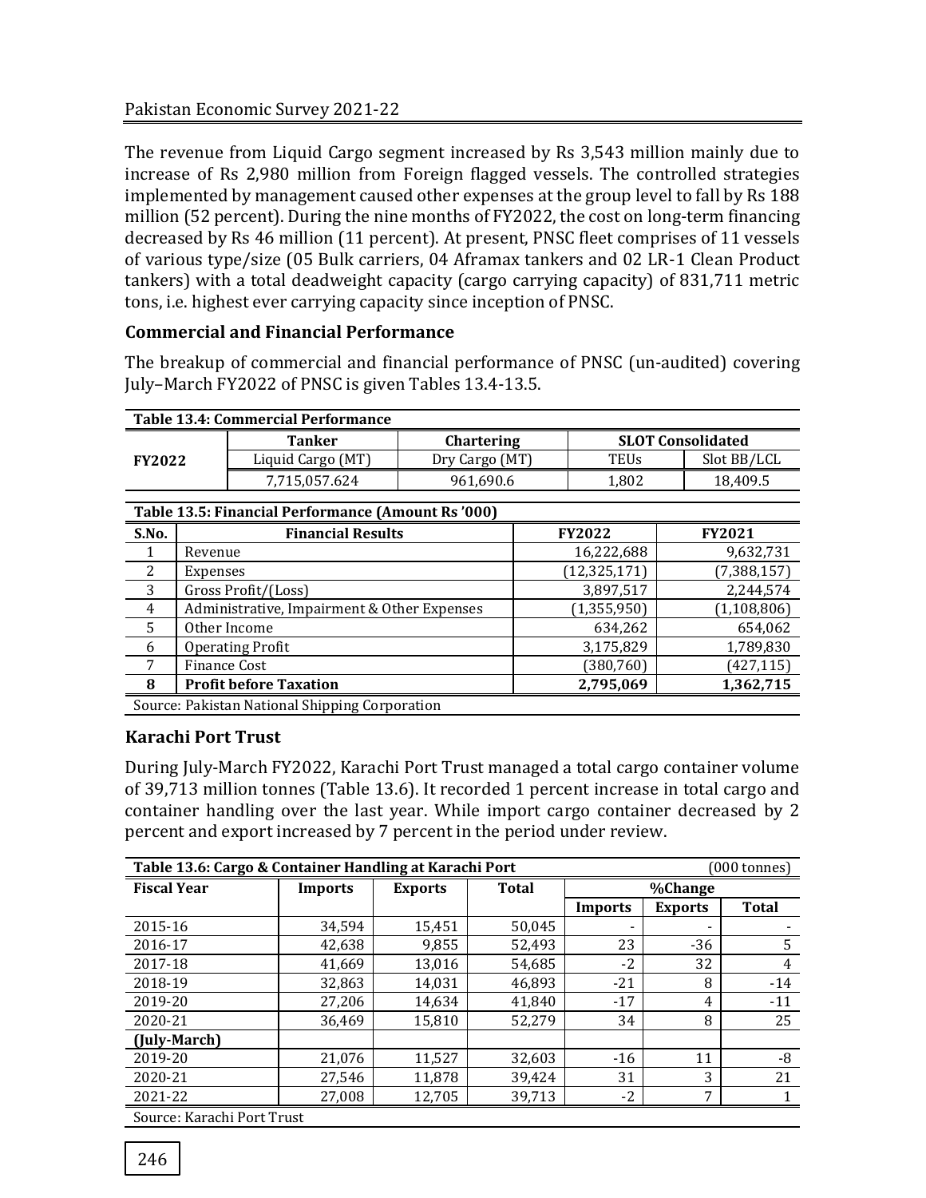The revenue from Liquid Cargo segment increased by Rs 3,543 million mainly due to increase of Rs 2,980 million from Foreign flagged vessels. The controlled strategies implemented by management caused other expenses at the group level to fall by Rs 188 million (52 percent). During the nine months of FY2022, the cost on long-term financing decreased by Rs 46 million (11 percent). At present, PNSC fleet comprises of 11 vessels of various type/size (05 Bulk carriers, 04 Aframax tankers and 02 LR-1 Clean Product tankers) with a total deadweight capacity (cargo carrying capacity) of 831,711 metric tons, i.e. highest ever carrying capacity since inception of PNSC.

### Commercial and Financial Performance

The breakup of commercial and financial performance of PNSC (un-audited) covering July–March FY2022 of PNSC is given Tables 13.4-13.5.

**Table 13.4: Commercial Performance**

| FY2022 | Tanker | Chartering | SLOT Consolidated | |
|---|---|---|---|---|
| | Liquid Cargo (MT) | Dry Cargo (MT) | TEUs | Slot BB/LCL |
| | 7,715,057.624 | 961,690.6 | 1,802 | 18,409.5 |

**Table 13.5: Financial Performance (Amount Rs '000)**

| S.No. | Financial Results | FY2022 | FY2021 |
|---|---|---|---|
| 1 | Revenue | 16,222,688 | 9,632,731 |
| 2 | Expenses | (12,325,171) | (7,388,157) |
| 3 | Gross Profit/(Loss) | 3,897,517 | 2,244,574 |
| 4 | Administrative, Impairment & Other Expenses | (1,355,950) | (1,108,806) |
| 5 | Other Income | 634,262 | 654,062 |
| 6 | Operating Profit | 3,175,829 | 1,789,830 |
| 7 | Finance Cost | (380,760) | (427,115) |
| 8 | **Profit before Taxation** | **2,795,069** | **1,362,715** |

Source: Pakistan National Shipping Corporation

### Karachi Port Trust

During July-March FY2022, Karachi Port Trust managed a total cargo container volume of 39,713 million tonnes (Table 13.6). It recorded 1 percent increase in total cargo and container handling over the last year. While import cargo container decreased by 2 percent and export increased by 7 percent in the period under review.

**Table 13.6: Cargo & Container Handling at Karachi Port** (000 tonnes)

| Fiscal Year | Imports | Exports | Total | %Change | | |
|---|---|---|---|---|---|---|
| | | | | Imports | Exports | Total |
| 2015-16 | 34,594 | 15,451 | 50,045 | - | - | - |
| 2016-17 | 42,638 | 9,855 | 52,493 | 23 | -36 | 5 |
| 2017-18 | 41,669 | 13,016 | 54,685 | -2 | 32 | 4 |
| 2018-19 | 32,863 | 14,031 | 46,893 | -21 | 8 | -14 |
| 2019-20 | 27,206 | 14,634 | 41,840 | -17 | 4 | -11 |
| 2020-21 | 36,469 | 15,810 | 52,279 | 34 | 8 | 25 |
| **(July-March)** | | | | | | |
| 2019-20 | 21,076 | 11,527 | 32,603 | -16 | 11 | -8 |
| 2020-21 | 27,546 | 11,878 | 39,424 | 31 | 3 | 21 |
| 2021-22 | 27,008 | 12,705 | 39,713 | -2 | 7 | 1 |

Source: Karachi Port Trust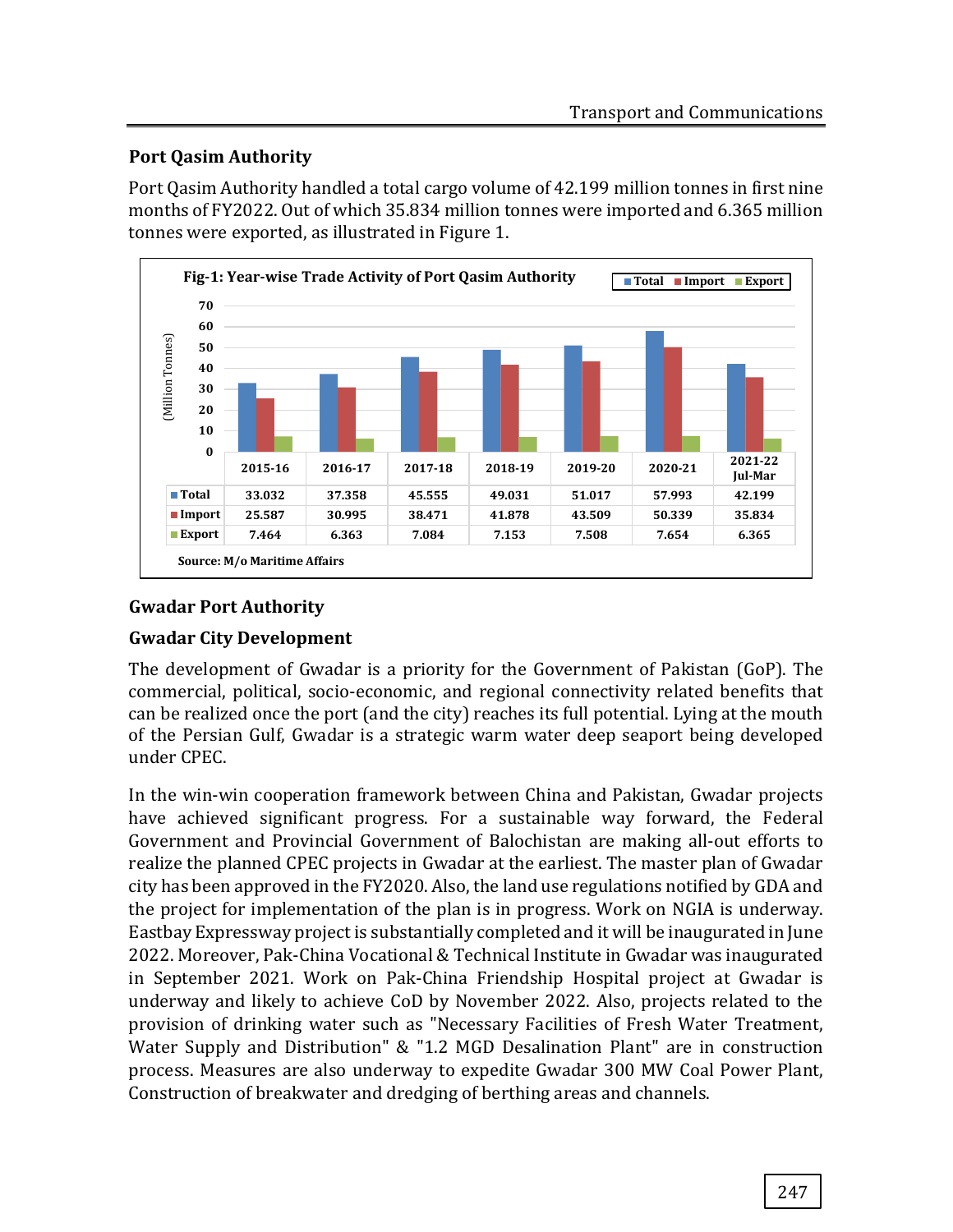## Port Qasim Authority

Port Qasim Authority handled a total cargo volume of 42.199 million tonnes in first nine months of FY2022. Out of which 35.834 million tonnes were imported and 6.365 million tonnes were exported, as illustrated in Figure 1.

**Fig-1: Year-wise Trade Activity of Port Qasim Authority**

(Million Tonnes)

| | 2015-16 | 2016-17 | 2017-18 | 2018-19 | 2019-20 | 2020-21 | 2021-22 Jul-Mar |
|---|---|---|---|---|---|---|---|
| Total | 33.032 | 37.358 | 45.555 | 49.031 | 51.017 | 57.993 | 42.199 |
| Import | 25.587 | 30.995 | 38.471 | 41.878 | 43.509 | 50.339 | 35.834 |
| Export | 7.464 | 6.363 | 7.084 | 7.153 | 7.508 | 7.654 | 6.365 |

Source: M/o Maritime Affairs

## Gwadar Port Authority

### Gwadar City Development

The development of Gwadar is a priority for the Government of Pakistan (GoP). The commercial, political, socio-economic, and regional connectivity related benefits that can be realized once the port (and the city) reaches its full potential. Lying at the mouth of the Persian Gulf, Gwadar is a strategic warm water deep seaport being developed under CPEC.

In the win-win cooperation framework between China and Pakistan, Gwadar projects have achieved significant progress. For a sustainable way forward, the Federal Government and Provincial Government of Balochistan are making all-out efforts to realize the planned CPEC projects in Gwadar at the earliest. The master plan of Gwadar city has been approved in the FY2020. Also, the land use regulations notified by GDA and the project for implementation of the plan is in progress. Work on NGIA is underway. Eastbay Expressway project is substantially completed and it will be inaugurated in June 2022. Moreover, Pak-China Vocational & Technical Institute in Gwadar was inaugurated in September 2021. Work on Pak-China Friendship Hospital project at Gwadar is underway and likely to achieve CoD by November 2022. Also, projects related to the provision of drinking water such as "Necessary Facilities of Fresh Water Treatment, Water Supply and Distribution" & "1.2 MGD Desalination Plant" are in construction process. Measures are also underway to expedite Gwadar 300 MW Coal Power Plant, Construction of breakwater and dredging of berthing areas and channels.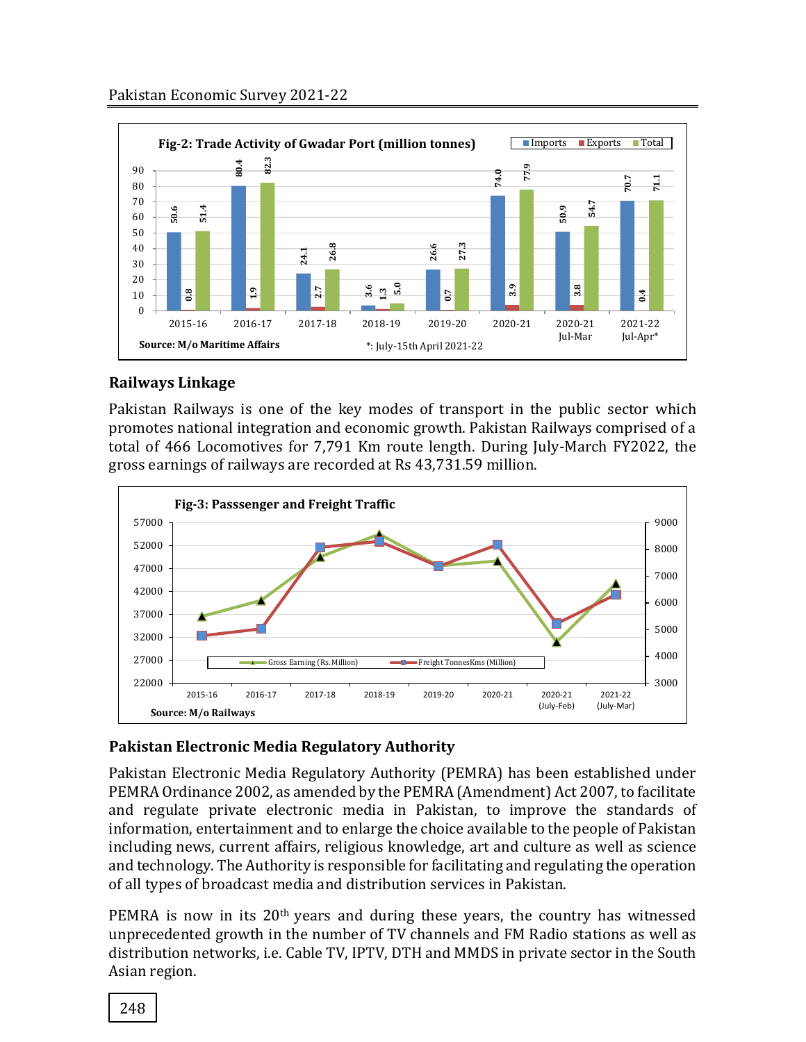**Fig-2: Trade Activity of Gwadar Port (million tonnes)**

| | Imports | Exports | Total |
|---|---|---|---|
| 2015-16 | 50.6 | 0.8 | 51.4 |
| 2016-17 | 80.4 | 1.9 | 82.3 |
| 2017-18 | 24.1 | 2.7 | 26.8 |
| 2018-19 | 3.6 | 1.3 | 5.0 |
| 2019-20 | 26.6 | 0.7 | 27.3 |
| 2020-21 | 74.0 | 3.9 | 77.9 |
| 2020-21 Jul-Mar | 50.9 | 3.8 | 54.7 |
| 2021-22 Jul-Apr* | 70.7 | 0.4 | 71.1 |

Source: M/o Maritime Affairs

*: July-15th April 2021-22

## Railways Linkage

Pakistan Railways is one of the key modes of transport in the public sector which promotes national integration and economic growth. Pakistan Railways comprised of a total of 466 Locomotives for 7,791 Km route length. During July-March FY2022, the gross earnings of railways are recorded at Rs 43,731.59 million.

**Fig-3: Passsenger and Freight Traffic**

Legend: Gross Earning (Rs. Million); Freight TonnesKms (Million)

Periods: 2015-16, 2016-17, 2017-18, 2018-19, 2019-20, 2020-21, 2020-21 (July-Feb), 2021-22 (July-Mar)

Source: M/o Railways

## Pakistan Electronic Media Regulatory Authority

Pakistan Electronic Media Regulatory Authority (PEMRA) has been established under PEMRA Ordinance 2002, as amended by the PEMRA (Amendment) Act 2007, to facilitate and regulate private electronic media in Pakistan, to improve the standards of information, entertainment and to enlarge the choice available to the people of Pakistan including news, current affairs, religious knowledge, art and culture as well as science and technology. The Authority is responsible for facilitating and regulating the operation of all types of broadcast media and distribution services in Pakistan.

PEMRA is now in its 20th years and during these years, the country has witnessed unprecedented growth in the number of TV channels and FM Radio stations as well as distribution networks, i.e. Cable TV, IPTV, DTH and MMDS in private sector in the South Asian region.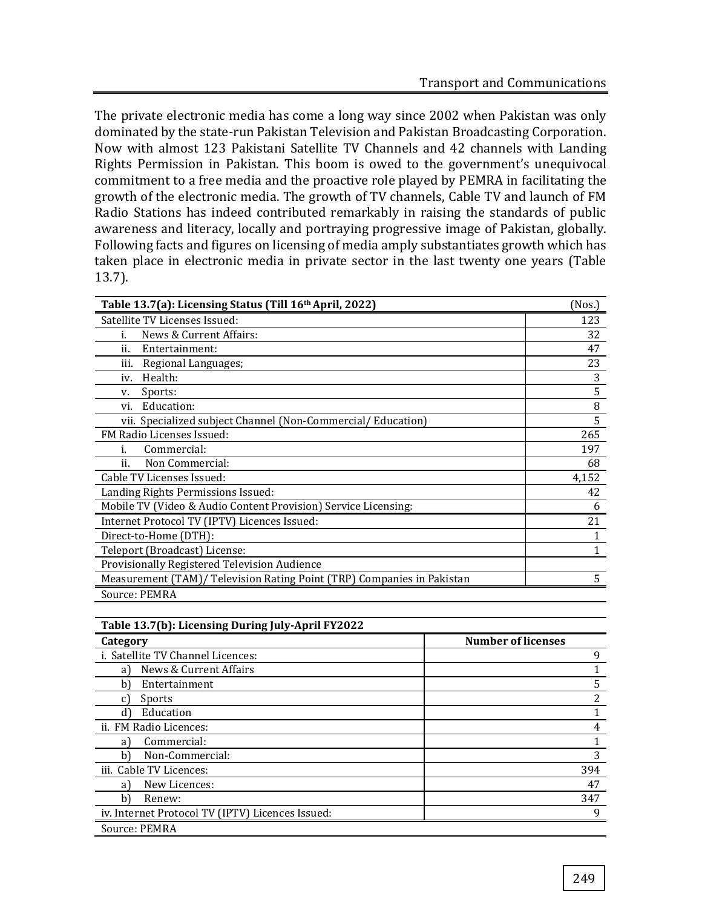The private electronic media has come a long way since 2002 when Pakistan was only dominated by the state-run Pakistan Television and Pakistan Broadcasting Corporation. Now with almost 123 Pakistani Satellite TV Channels and 42 channels with Landing Rights Permission in Pakistan. This boom is owed to the government's unequivocal commitment to a free media and the proactive role played by PEMRA in facilitating the growth of the electronic media. The growth of TV channels, Cable TV and launch of FM Radio Stations has indeed contributed remarkably in raising the standards of public awareness and literacy, locally and portraying progressive image of Pakistan, globally. Following facts and figures on licensing of media amply substantiates growth which has taken place in electronic media in private sector in the last twenty one years (Table 13.7).

| Table 13.7(a): Licensing Status (Till 16th April, 2022) | (Nos.) |
|---|---|
| Satellite TV Licenses Issued: | 123 |
| i. News & Current Affairs: | 32 |
| ii. Entertainment: | 47 |
| iii. Regional Languages; | 23 |
| iv. Health: | 3 |
| v. Sports: | 5 |
| vi. Education: | 8 |
| vii. Specialized subject Channel (Non-Commercial/ Education) | 5 |
| FM Radio Licenses Issued: | 265 |
| i. Commercial: | 197 |
| ii. Non Commercial: | 68 |
| Cable TV Licenses Issued: | 4,152 |
| Landing Rights Permissions Issued: | 42 |
| Mobile TV (Video & Audio Content Provision) Service Licensing: | 6 |
| Internet Protocol TV (IPTV) Licences Issued: | 21 |
| Direct-to-Home (DTH): | 1 |
| Teleport (Broadcast) License: | 1 |
| Provisionally Registered Television Audience | |
| Measurement (TAM)/ Television Rating Point (TRP) Companies in Pakistan | 5 |

Source: PEMRA

| Table 13.7(b): Licensing During July-April FY2022 | |
|---|---|
| **Category** | **Number of licenses** |
| i. Satellite TV Channel Licences: | 9 |
| a) News & Current Affairs | 1 |
| b) Entertainment | 5 |
| c) Sports | 2 |
| d) Education | 1 |
| ii. FM Radio Licences: | 4 |
| a) Commercial: | 1 |
| b) Non-Commercial: | 3 |
| iii. Cable TV Licences: | 394 |
| a) New Licences: | 47 |
| b) Renew: | 347 |
| iv. Internet Protocol TV (IPTV) Licences Issued: | 9 |

Source: PEMRA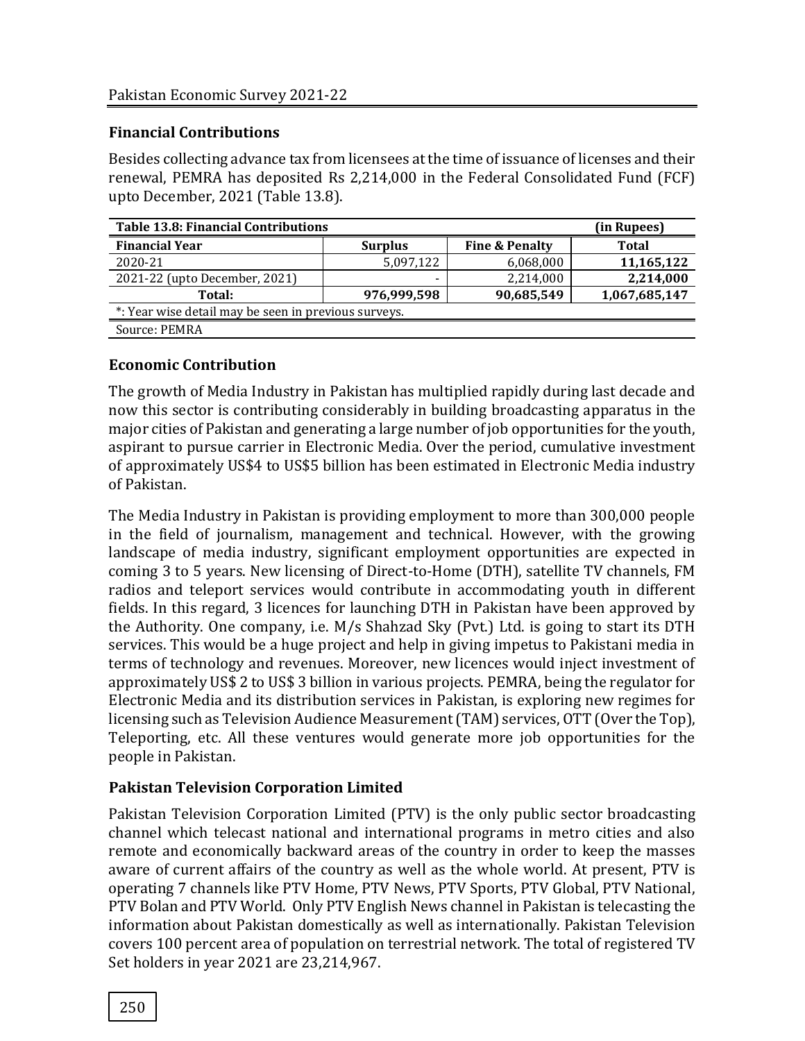### Financial Contributions

Besides collecting advance tax from licensees at the time of issuance of licenses and their renewal, PEMRA has deposited Rs 2,214,000 in the Federal Consolidated Fund (FCF) upto December, 2021 (Table 13.8).

**Table 13.8: Financial Contributions** (in Rupees)

| Financial Year | Surplus | Fine & Penalty | Total |
|---|---|---|---|
| 2020-21 | 5,097,122 | 6,068,000 | **11,165,122** |
| 2021-22 (upto December, 2021) | - | 2,214,000 | **2,214,000** |
| **Total:** | **976,999,598** | **90,685,549** | **1,067,685,147** |

*: Year wise detail may be seen in previous surveys.

Source: PEMRA

### Economic Contribution

The growth of Media Industry in Pakistan has multiplied rapidly during last decade and now this sector is contributing considerably in building broadcasting apparatus in the major cities of Pakistan and generating a large number of job opportunities for the youth, aspirant to pursue carrier in Electronic Media. Over the period, cumulative investment of approximately US$4 to US$5 billion has been estimated in Electronic Media industry of Pakistan.

The Media Industry in Pakistan is providing employment to more than 300,000 people in the field of journalism, management and technical. However, with the growing landscape of media industry, significant employment opportunities are expected in coming 3 to 5 years. New licensing of Direct-to-Home (DTH), satellite TV channels, FM radios and teleport services would contribute in accommodating youth in different fields. In this regard, 3 licences for launching DTH in Pakistan have been approved by the Authority. One company, i.e. M/s Shahzad Sky (Pvt.) Ltd. is going to start its DTH services. This would be a huge project and help in giving impetus to Pakistani media in terms of technology and revenues. Moreover, new licences would inject investment of approximately US$ 2 to US$ 3 billion in various projects. PEMRA, being the regulator for Electronic Media and its distribution services in Pakistan, is exploring new regimes for licensing such as Television Audience Measurement (TAM) services, OTT (Over the Top), Teleporting, etc. All these ventures would generate more job opportunities for the people in Pakistan.

### Pakistan Television Corporation Limited

Pakistan Television Corporation Limited (PTV) is the only public sector broadcasting channel which telecast national and international programs in metro cities and also remote and economically backward areas of the country in order to keep the masses aware of current affairs of the country as well as the whole world. At present, PTV is operating 7 channels like PTV Home, PTV News, PTV Sports, PTV Global, PTV National, PTV Bolan and PTV World. Only PTV English News channel in Pakistan is telecasting the information about Pakistan domestically as well as internationally. Pakistan Television covers 100 percent area of population on terrestrial network. The total of registered TV Set holders in year 2021 are 23,214,967.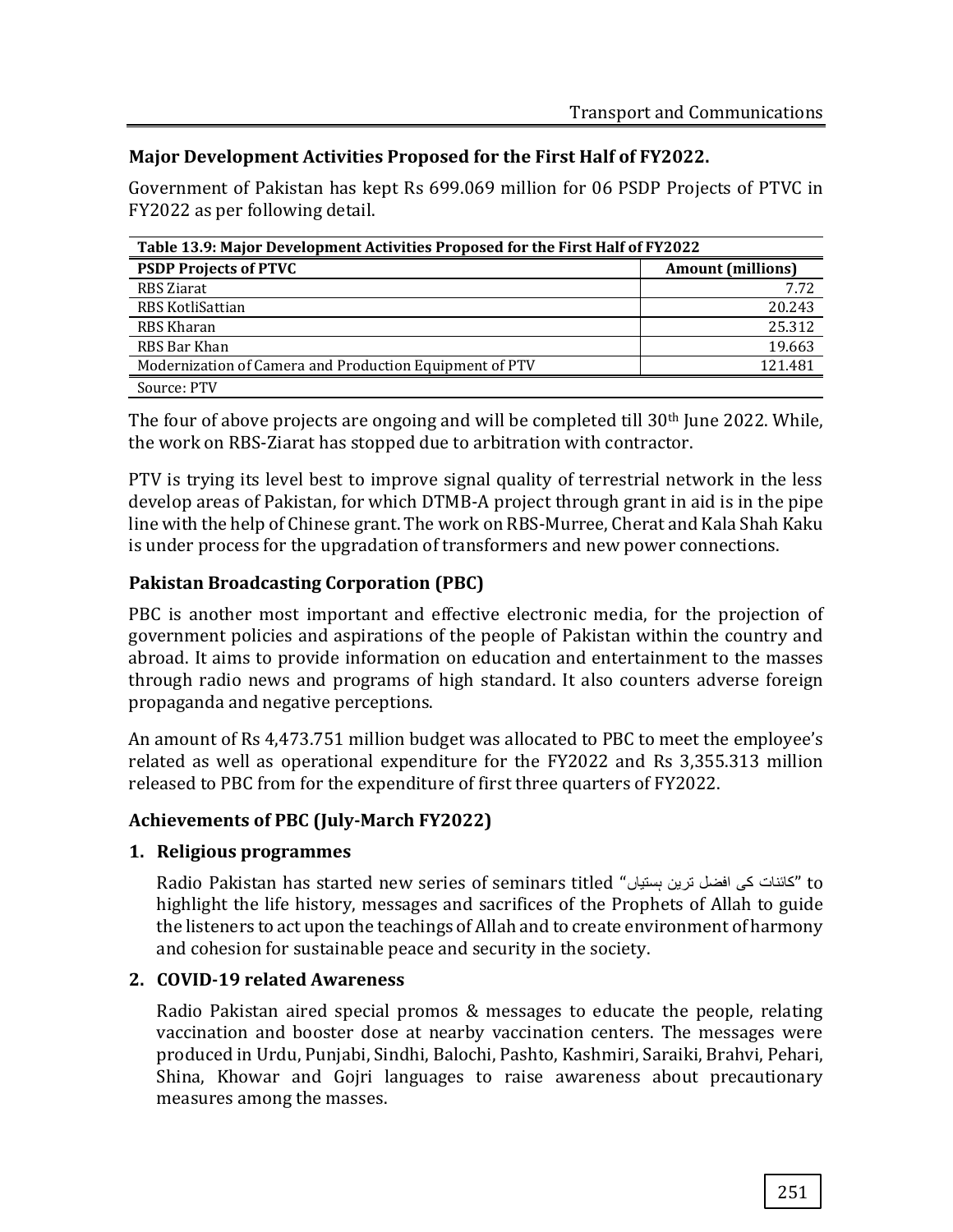### Major Development Activities Proposed for the First Half of FY2022.

Government of Pakistan has kept Rs 699.069 million for 06 PSDP Projects of PTVC in FY2022 as per following detail.

| Table 13.9: Major Development Activities Proposed for the First Half of FY2022 | |
|---|---|
| **PSDP Projects of PTVC** | **Amount (millions)** |
| RBS Ziarat | 7.72 |
| RBS KotliSattian | 20.243 |
| RBS Kharan | 25.312 |
| RBS Bar Khan | 19.663 |
| Modernization of Camera and Production Equipment of PTV | 121.481 |
| Source: PTV | |

The four of above projects are ongoing and will be completed till 30th June 2022. While, the work on RBS-Ziarat has stopped due to arbitration with contractor.

PTV is trying its level best to improve signal quality of terrestrial network in the less develop areas of Pakistan, for which DTMB-A project through grant in aid is in the pipe line with the help of Chinese grant. The work on RBS-Murree, Cherat and Kala Shah Kaku is under process for the upgradation of transformers and new power connections.

### Pakistan Broadcasting Corporation (PBC)

PBC is another most important and effective electronic media, for the projection of government policies and aspirations of the people of Pakistan within the country and abroad. It aims to provide information on education and entertainment to the masses through radio news and programs of high standard. It also counters adverse foreign propaganda and negative perceptions.

An amount of Rs 4,473.751 million budget was allocated to PBC to meet the employee's related as well as operational expenditure for the FY2022 and Rs 3,355.313 million released to PBC from for the expenditure of first three quarters of FY2022.

### Achievements of PBC (July-March FY2022)

1. **Religious programmes**

   Radio Pakistan has started new series of seminars titled "کائنات کی افضل ترین ہستیاں" to highlight the life history, messages and sacrifices of the Prophets of Allah to guide the listeners to act upon the teachings of Allah and to create environment of harmony and cohesion for sustainable peace and security in the society.

2. **COVID-19 related Awareness**

   Radio Pakistan aired special promos & messages to educate the people, relating vaccination and booster dose at nearby vaccination centers. The messages were produced in Urdu, Punjabi, Sindhi, Balochi, Pashto, Kashmiri, Saraiki, Brahvi, Pehari, Shina, Khowar and Gojri languages to raise awareness about precautionary measures among the masses.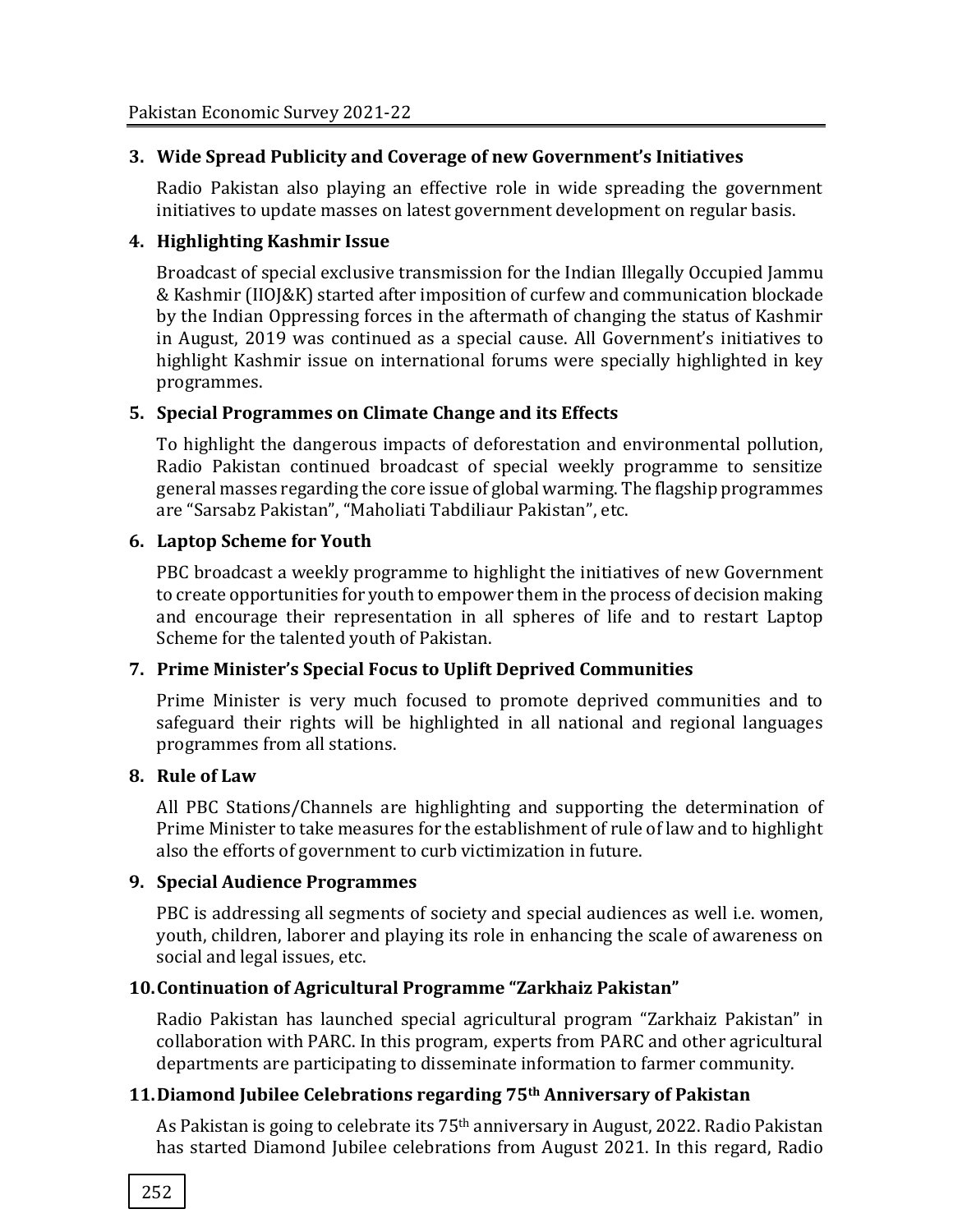**3. Wide Spread Publicity and Coverage of new Government's Initiatives**

Radio Pakistan also playing an effective role in wide spreading the government initiatives to update masses on latest government development on regular basis.

**4. Highlighting Kashmir Issue**

Broadcast of special exclusive transmission for the Indian Illegally Occupied Jammu & Kashmir (IIOJ&K) started after imposition of curfew and communication blockade by the Indian Oppressing forces in the aftermath of changing the status of Kashmir in August, 2019 was continued as a special cause. All Government's initiatives to highlight Kashmir issue on international forums were specially highlighted in key programmes.

**5. Special Programmes on Climate Change and its Effects**

To highlight the dangerous impacts of deforestation and environmental pollution, Radio Pakistan continued broadcast of special weekly programme to sensitize general masses regarding the core issue of global warming. The flagship programmes are "Sarsabz Pakistan", "Maholiati Tabdiliaur Pakistan", etc.

**6. Laptop Scheme for Youth**

PBC broadcast a weekly programme to highlight the initiatives of new Government to create opportunities for youth to empower them in the process of decision making and encourage their representation in all spheres of life and to restart Laptop Scheme for the talented youth of Pakistan.

**7. Prime Minister's Special Focus to Uplift Deprived Communities**

Prime Minister is very much focused to promote deprived communities and to safeguard their rights will be highlighted in all national and regional languages programmes from all stations.

**8. Rule of Law**

All PBC Stations/Channels are highlighting and supporting the determination of Prime Minister to take measures for the establishment of rule of law and to highlight also the efforts of government to curb victimization in future.

**9. Special Audience Programmes**

PBC is addressing all segments of society and special audiences as well i.e. women, youth, children, laborer and playing its role in enhancing the scale of awareness on social and legal issues, etc.

**10. Continuation of Agricultural Programme "Zarkhaiz Pakistan"**

Radio Pakistan has launched special agricultural program "Zarkhaiz Pakistan" in collaboration with PARC. In this program, experts from PARC and other agricultural departments are participating to disseminate information to farmer community.

**11. Diamond Jubilee Celebrations regarding 75th Anniversary of Pakistan**

As Pakistan is going to celebrate its 75th anniversary in August, 2022. Radio Pakistan has started Diamond Jubilee celebrations from August 2021. In this regard, Radio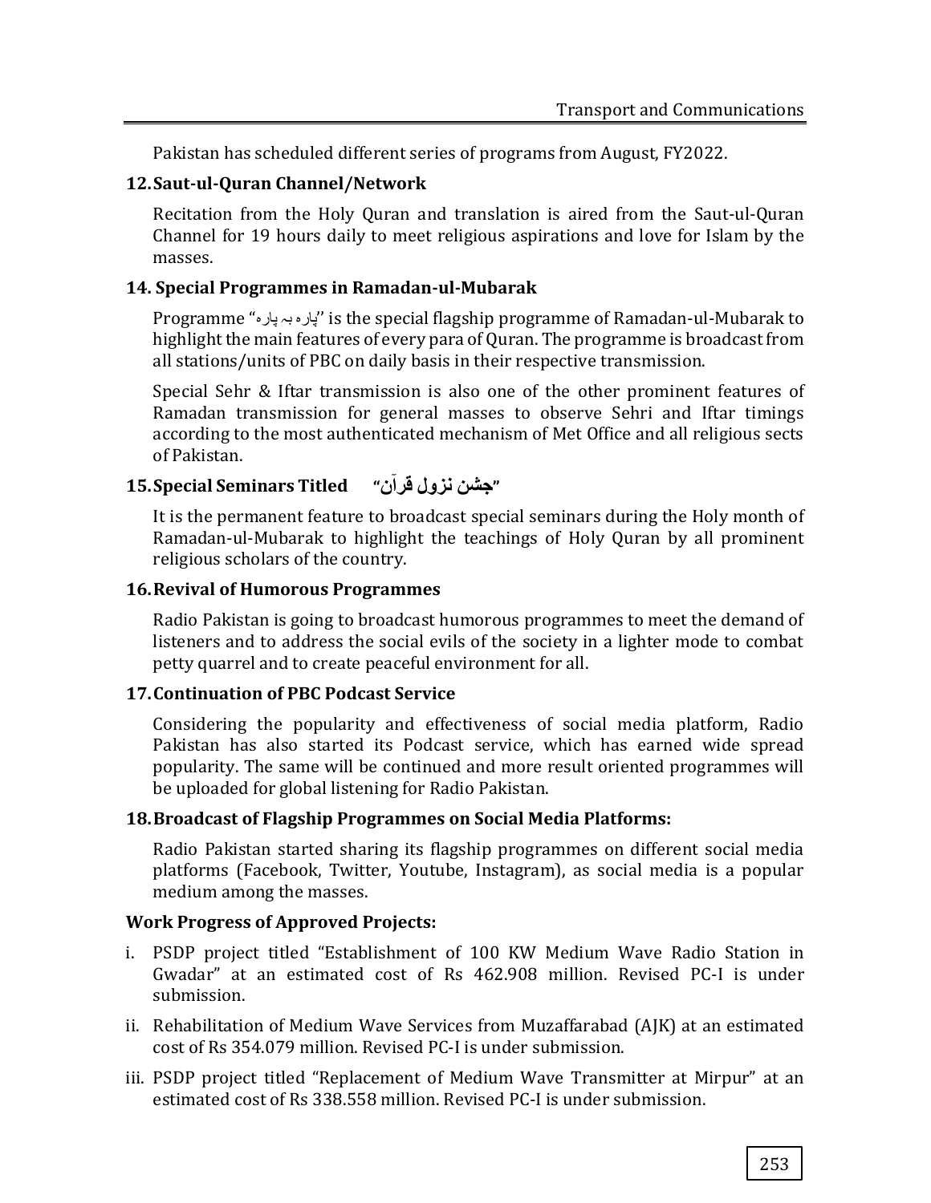Pakistan has scheduled different series of programs from August, FY2022.

**12. Saut-ul-Quran Channel/Network**

Recitation from the Holy Quran and translation is aired from the Saut-ul-Quran Channel for 19 hours daily to meet religious aspirations and love for Islam by the masses.

**14. Special Programmes in Ramadan-ul-Mubarak**

Programme "پارہ بہ پارہ" is the special flagship programme of Ramadan-ul-Mubarak to highlight the main features of every para of Quran. The programme is broadcast from all stations/units of PBC on daily basis in their respective transmission.

Special Sehr & Iftar transmission is also one of the other prominent features of Ramadan transmission for general masses to observe Sehri and Iftar timings according to the most authenticated mechanism of Met Office and all religious sects of Pakistan.

**15. Special Seminars Titled "جشن نزول قرآن"**

It is the permanent feature to broadcast special seminars during the Holy month of Ramadan-ul-Mubarak to highlight the teachings of Holy Quran by all prominent religious scholars of the country.

**16. Revival of Humorous Programmes**

Radio Pakistan is going to broadcast humorous programmes to meet the demand of listeners and to address the social evils of the society in a lighter mode to combat petty quarrel and to create peaceful environment for all.

**17. Continuation of PBC Podcast Service**

Considering the popularity and effectiveness of social media platform, Radio Pakistan has also started its Podcast service, which has earned wide spread popularity. The same will be continued and more result oriented programmes will be uploaded for global listening for Radio Pakistan.

**18. Broadcast of Flagship Programmes on Social Media Platforms:**

Radio Pakistan started sharing its flagship programmes on different social media platforms (Facebook, Twitter, Youtube, Instagram), as social media is a popular medium among the masses.

**Work Progress of Approved Projects:**

i. PSDP project titled "Establishment of 100 KW Medium Wave Radio Station in Gwadar" at an estimated cost of Rs 462.908 million. Revised PC-I is under submission.

ii. Rehabilitation of Medium Wave Services from Muzaffarabad (AJK) at an estimated cost of Rs 354.079 million. Revised PC-I is under submission.

iii. PSDP project titled "Replacement of Medium Wave Transmitter at Mirpur" at an estimated cost of Rs 338.558 million. Revised PC-I is under submission.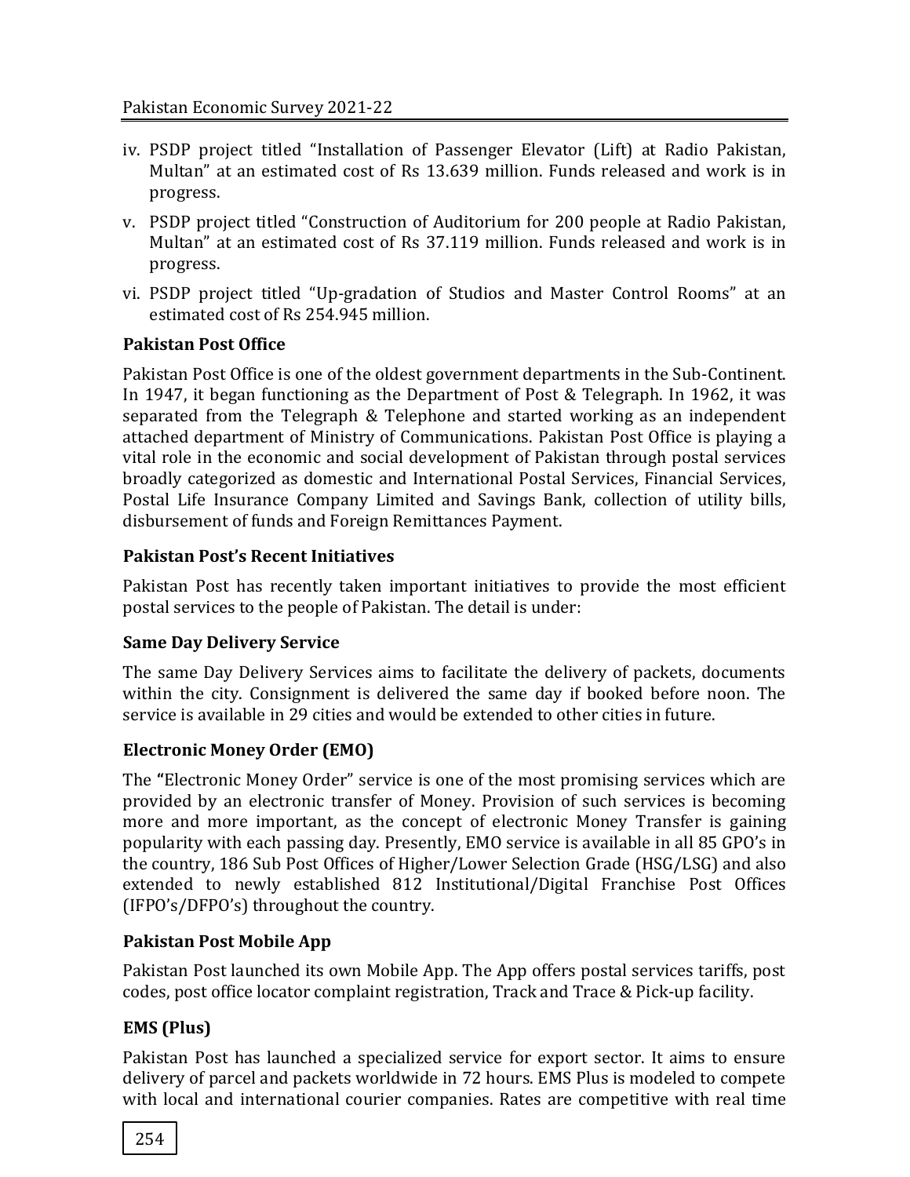iv. PSDP project titled "Installation of Passenger Elevator (Lift) at Radio Pakistan, Multan" at an estimated cost of Rs 13.639 million. Funds released and work is in progress.

v. PSDP project titled "Construction of Auditorium for 200 people at Radio Pakistan, Multan" at an estimated cost of Rs 37.119 million. Funds released and work is in progress.

vi. PSDP project titled "Up-gradation of Studios and Master Control Rooms" at an estimated cost of Rs 254.945 million.

### Pakistan Post Office

Pakistan Post Office is one of the oldest government departments in the Sub-Continent. In 1947, it began functioning as the Department of Post & Telegraph. In 1962, it was separated from the Telegraph & Telephone and started working as an independent attached department of Ministry of Communications. Pakistan Post Office is playing a vital role in the economic and social development of Pakistan through postal services broadly categorized as domestic and International Postal Services, Financial Services, Postal Life Insurance Company Limited and Savings Bank, collection of utility bills, disbursement of funds and Foreign Remittances Payment.

### Pakistan Post's Recent Initiatives

Pakistan Post has recently taken important initiatives to provide the most efficient postal services to the people of Pakistan. The detail is under:

### Same Day Delivery Service

The same Day Delivery Services aims to facilitate the delivery of packets, documents within the city. Consignment is delivered the same day if booked before noon. The service is available in 29 cities and would be extended to other cities in future.

### Electronic Money Order (EMO)

The "Electronic Money Order" service is one of the most promising services which are provided by an electronic transfer of Money. Provision of such services is becoming more and more important, as the concept of electronic Money Transfer is gaining popularity with each passing day. Presently, EMO service is available in all 85 GPO's in the country, 186 Sub Post Offices of Higher/Lower Selection Grade (HSG/LSG) and also extended to newly established 812 Institutional/Digital Franchise Post Offices (IFPO's/DFPO's) throughout the country.

### Pakistan Post Mobile App

Pakistan Post launched its own Mobile App. The App offers postal services tariffs, post codes, post office locator complaint registration, Track and Trace & Pick-up facility.

### EMS (Plus)

Pakistan Post has launched a specialized service for export sector. It aims to ensure delivery of parcel and packets worldwide in 72 hours. EMS Plus is modeled to compete with local and international courier companies. Rates are competitive with real time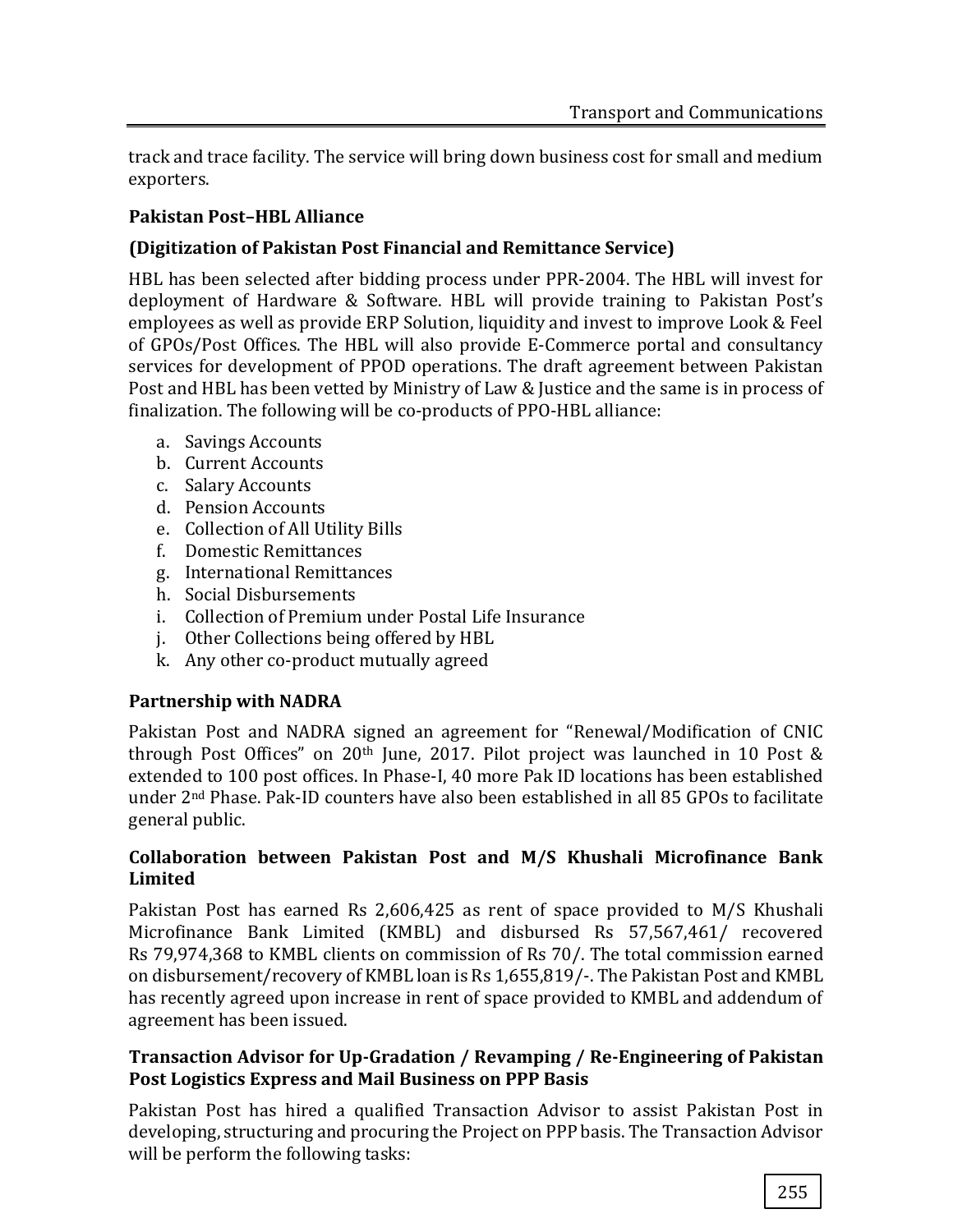track and trace facility. The service will bring down business cost for small and medium exporters.

### Pakistan Post–HBL Alliance

### (Digitization of Pakistan Post Financial and Remittance Service)

HBL has been selected after bidding process under PPR-2004. The HBL will invest for deployment of Hardware & Software. HBL will provide training to Pakistan Post's employees as well as provide ERP Solution, liquidity and invest to improve Look & Feel of GPOs/Post Offices. The HBL will also provide E-Commerce portal and consultancy services for development of PPOD operations. The draft agreement between Pakistan Post and HBL has been vetted by Ministry of Law & Justice and the same is in process of finalization. The following will be co-products of PPO-HBL alliance:

a. Savings Accounts
b. Current Accounts
c. Salary Accounts
d. Pension Accounts
e. Collection of All Utility Bills
f. Domestic Remittances
g. International Remittances
h. Social Disbursements
i. Collection of Premium under Postal Life Insurance
j. Other Collections being offered by HBL
k. Any other co-product mutually agreed

### Partnership with NADRA

Pakistan Post and NADRA signed an agreement for "Renewal/Modification of CNIC through Post Offices" on 20th June, 2017. Pilot project was launched in 10 Post & extended to 100 post offices. In Phase-I, 40 more Pak ID locations has been established under 2nd Phase. Pak-ID counters have also been established in all 85 GPOs to facilitate general public.

### Collaboration between Pakistan Post and M/S Khushali Microfinance Bank Limited

Pakistan Post has earned Rs 2,606,425 as rent of space provided to M/S Khushali Microfinance Bank Limited (KMBL) and disbursed Rs 57,567,461/ recovered Rs 79,974,368 to KMBL clients on commission of Rs 70/. The total commission earned on disbursement/recovery of KMBL loan is Rs 1,655,819/-. The Pakistan Post and KMBL has recently agreed upon increase in rent of space provided to KMBL and addendum of agreement has been issued.

### Transaction Advisor for Up-Gradation / Revamping / Re-Engineering of Pakistan Post Logistics Express and Mail Business on PPP Basis

Pakistan Post has hired a qualified Transaction Advisor to assist Pakistan Post in developing, structuring and procuring the Project on PPP basis. The Transaction Advisor will be perform the following tasks: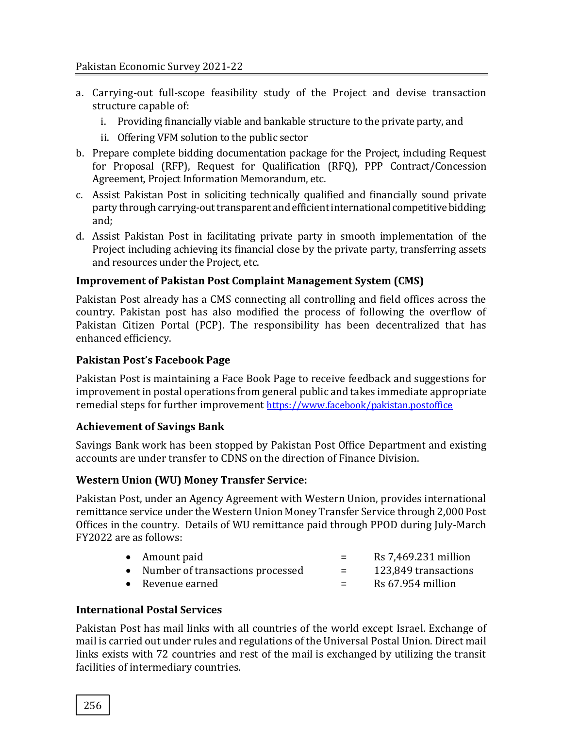a. Carrying-out full-scope feasibility study of the Project and devise transaction structure capable of:
   i. Providing financially viable and bankable structure to the private party, and
   ii. Offering VFM solution to the public sector
b. Prepare complete bidding documentation package for the Project, including Request for Proposal (RFP), Request for Qualification (RFQ), PPP Contract/Concession Agreement, Project Information Memorandum, etc.
c. Assist Pakistan Post in soliciting technically qualified and financially sound private party through carrying-out transparent and efficient international competitive bidding; and;
d. Assist Pakistan Post in facilitating private party in smooth implementation of the Project including achieving its financial close by the private party, transferring assets and resources under the Project, etc.

**Improvement of Pakistan Post Complaint Management System (CMS)**

Pakistan Post already has a CMS connecting all controlling and field offices across the country. Pakistan post has also modified the process of following the overflow of Pakistan Citizen Portal (PCP). The responsibility has been decentralized that has enhanced efficiency.

**Pakistan Post's Facebook Page**

Pakistan Post is maintaining a Face Book Page to receive feedback and suggestions for improvement in postal operations from general public and takes immediate appropriate remedial steps for further improvement https://www.facebook/pakistan.postoffice

**Achievement of Savings Bank**

Savings Bank work has been stopped by Pakistan Post Office Department and existing accounts are under transfer to CDNS on the direction of Finance Division.

**Western Union (WU) Money Transfer Service:**

Pakistan Post, under an Agency Agreement with Western Union, provides international remittance service under the Western Union Money Transfer Service through 2,000 Post Offices in the country. Details of WU remittance paid through PPOD during July-March FY2022 are as follows:

- Amount paid = Rs 7,469.231 million
- Number of transactions processed = 123,849 transactions
- Revenue earned = Rs 67.954 million

**International Postal Services**

Pakistan Post has mail links with all countries of the world except Israel. Exchange of mail is carried out under rules and regulations of the Universal Postal Union. Direct mail links exists with 72 countries and rest of the mail is exchanged by utilizing the transit facilities of intermediary countries.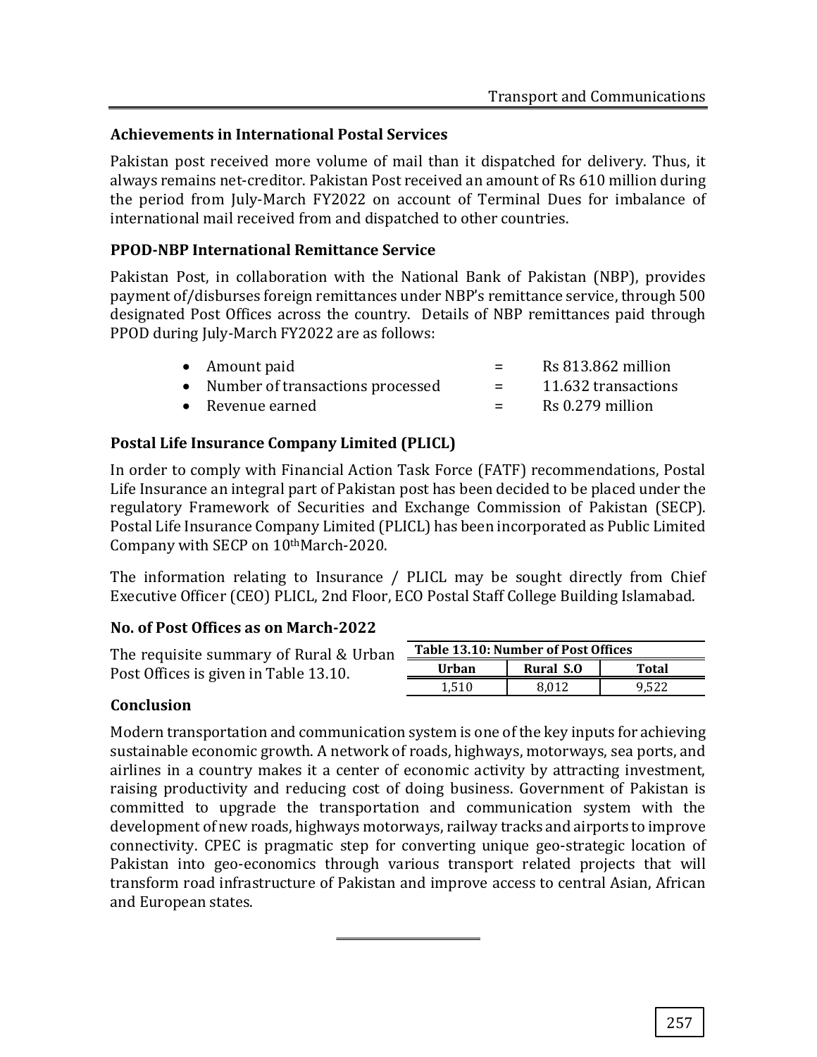### Achievements in International Postal Services

Pakistan post received more volume of mail than it dispatched for delivery. Thus, it always remains net-creditor. Pakistan Post received an amount of Rs 610 million during the period from July-March FY2022 on account of Terminal Dues for imbalance of international mail received from and dispatched to other countries.

### PPOD-NBP International Remittance Service

Pakistan Post, in collaboration with the National Bank of Pakistan (NBP), provides payment of/disburses foreign remittances under NBP's remittance service, through 500 designated Post Offices across the country. Details of NBP remittances paid through PPOD during July-March FY2022 are as follows:

- Amount paid = Rs 813.862 million
- Number of transactions processed = 11.632 transactions
- Revenue earned = Rs 0.279 million

### Postal Life Insurance Company Limited (PLICL)

In order to comply with Financial Action Task Force (FATF) recommendations, Postal Life Insurance an integral part of Pakistan post has been decided to be placed under the regulatory Framework of Securities and Exchange Commission of Pakistan (SECP). Postal Life Insurance Company Limited (PLICL) has been incorporated as Public Limited Company with SECP on 10th March-2020.

The information relating to Insurance / PLICL may be sought directly from Chief Executive Officer (CEO) PLICL, 2nd Floor, ECO Postal Staff College Building Islamabad.

### No. of Post Offices as on March-2022

The requisite summary of Rural & Urban Post Offices is given in Table 13.10.

**Table 13.10: Number of Post Offices**

| Urban | Rural S.O | Total |
|---|---|---|
| 1,510 | 8,012 | 9,522 |

### Conclusion

Modern transportation and communication system is one of the key inputs for achieving sustainable economic growth. A network of roads, highways, motorways, sea ports, and airlines in a country makes it a center of economic activity by attracting investment, raising productivity and reducing cost of doing business. Government of Pakistan is committed to upgrade the transportation and communication system with the development of new roads, highways motorways, railway tracks and airports to improve connectivity. CPEC is pragmatic step for converting unique geo-strategic location of Pakistan into geo-economics through various transport related projects that will transform road infrastructure of Pakistan and improve access to central Asian, African and European states.